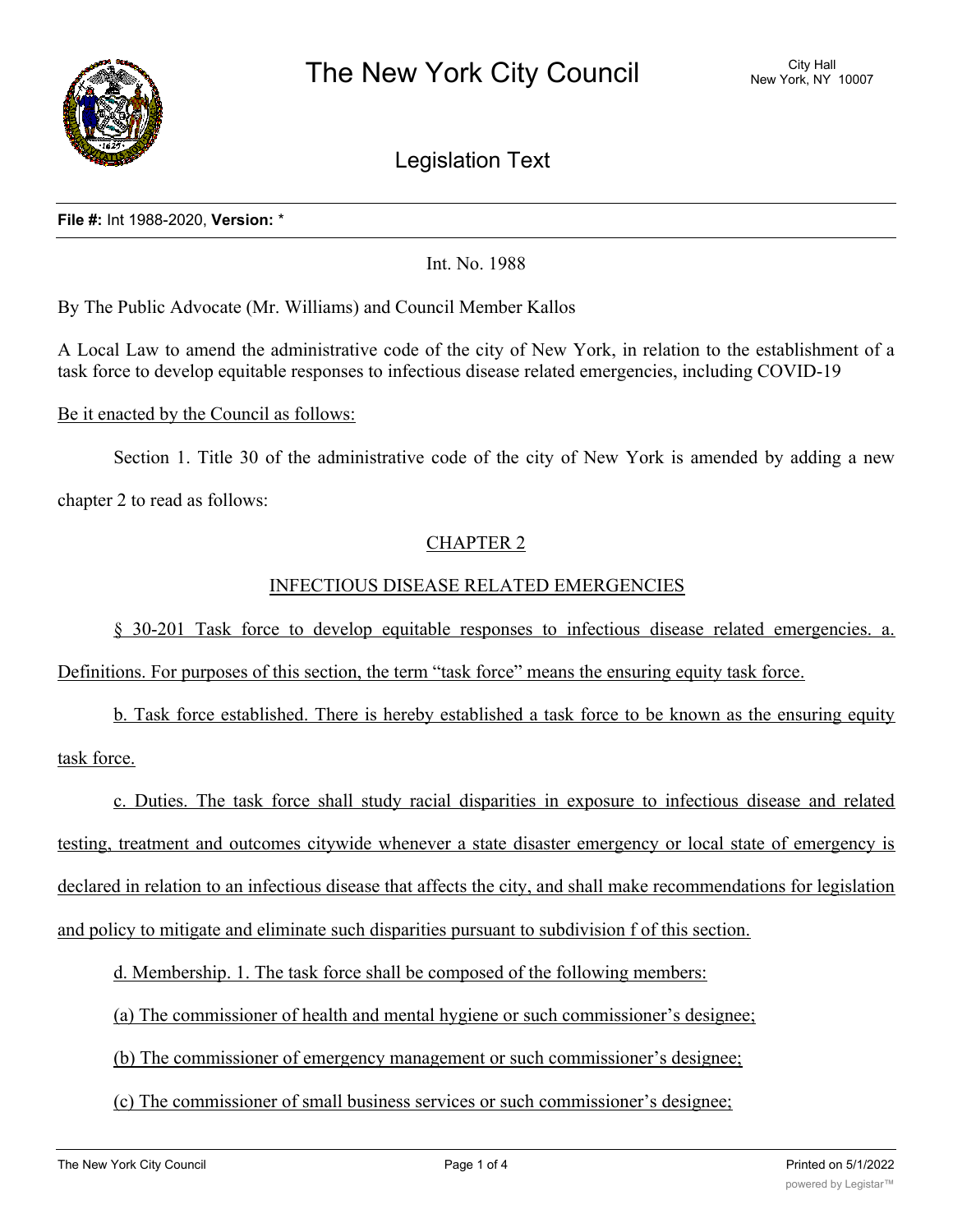# The New York City Council

City Hall
New York, NY 10007

## Legislation Text

**File #:** Int 1988-2020, **Version:** *

Int. No. 1988

By The Public Advocate (Mr. Williams) and Council Member Kallos

A Local Law to amend the administrative code of the city of New York, in relation to the establishment of a task force to develop equitable responses to infectious disease related emergencies, including COVID-19

Be it enacted by the Council as follows:

Section 1. Title 30 of the administrative code of the city of New York is amended by adding a new chapter 2 to read as follows:

CHAPTER 2

INFECTIOUS DISEASE RELATED EMERGENCIES

§ 30-201 Task force to develop equitable responses to infectious disease related emergencies. a. Definitions. For purposes of this section, the term "task force" means the ensuring equity task force.

b. Task force established. There is hereby established a task force to be known as the ensuring equity task force.

c. Duties. The task force shall study racial disparities in exposure to infectious disease and related testing, treatment and outcomes citywide whenever a state disaster emergency or local state of emergency is declared in relation to an infectious disease that affects the city, and shall make recommendations for legislation and policy to mitigate and eliminate such disparities pursuant to subdivision f of this section.

d. Membership. 1. The task force shall be composed of the following members:

(a) The commissioner of health and mental hygiene or such commissioner's designee;

(b) The commissioner of emergency management or such commissioner's designee;

(c) The commissioner of small business services or such commissioner's designee;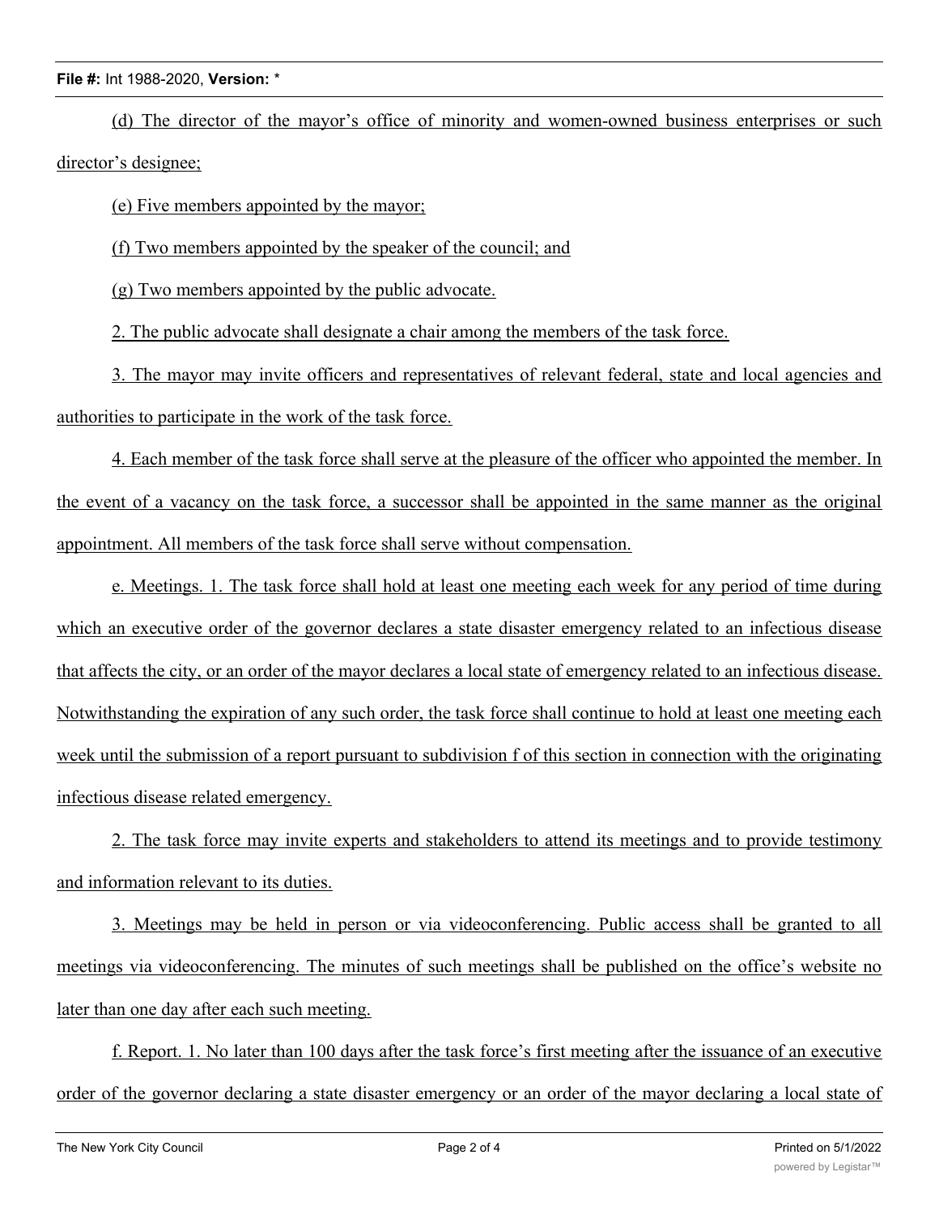(d) The director of the mayor's office of minority and women-owned business enterprises or such director's designee;

(e) Five members appointed by the mayor;

(f) Two members appointed by the speaker of the council; and

(g) Two members appointed by the public advocate.

2. The public advocate shall designate a chair among the members of the task force.

3. The mayor may invite officers and representatives of relevant federal, state and local agencies and authorities to participate in the work of the task force.

4. Each member of the task force shall serve at the pleasure of the officer who appointed the member. In the event of a vacancy on the task force, a successor shall be appointed in the same manner as the original appointment. All members of the task force shall serve without compensation.

e. Meetings. 1. The task force shall hold at least one meeting each week for any period of time during which an executive order of the governor declares a state disaster emergency related to an infectious disease that affects the city, or an order of the mayor declares a local state of emergency related to an infectious disease. Notwithstanding the expiration of any such order, the task force shall continue to hold at least one meeting each week until the submission of a report pursuant to subdivision f of this section in connection with the originating infectious disease related emergency.

2. The task force may invite experts and stakeholders to attend its meetings and to provide testimony and information relevant to its duties.

3. Meetings may be held in person or via videoconferencing. Public access shall be granted to all meetings via videoconferencing. The minutes of such meetings shall be published on the office's website no later than one day after each such meeting.

f. Report. 1. No later than 100 days after the task force's first meeting after the issuance of an executive order of the governor declaring a state disaster emergency or an order of the mayor declaring a local state of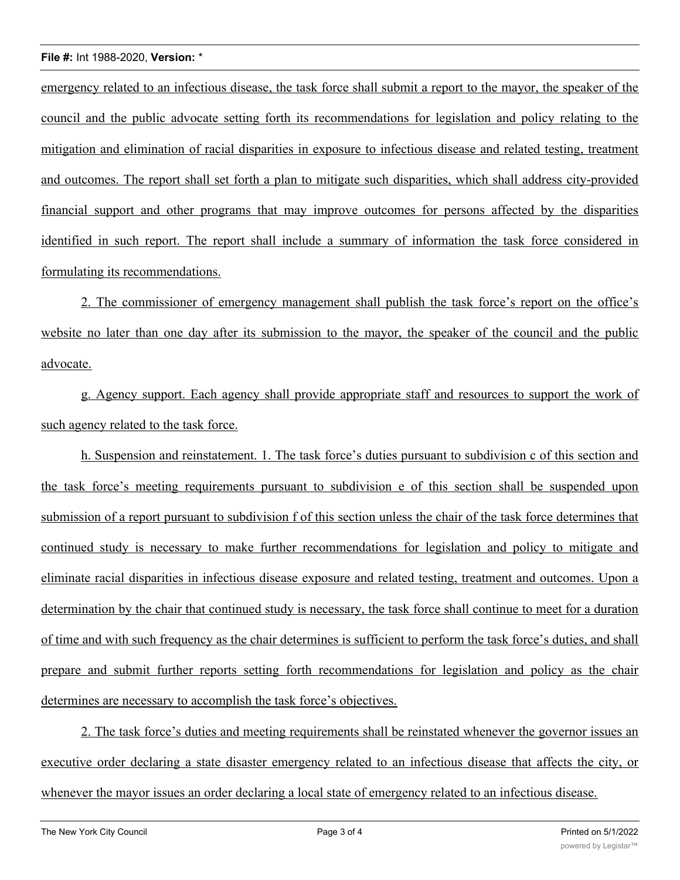emergency related to an infectious disease, the task force shall submit a report to the mayor, the speaker of the council and the public advocate setting forth its recommendations for legislation and policy relating to the mitigation and elimination of racial disparities in exposure to infectious disease and related testing, treatment and outcomes. The report shall set forth a plan to mitigate such disparities, which shall address city-provided financial support and other programs that may improve outcomes for persons affected by the disparities identified in such report. The report shall include a summary of information the task force considered in formulating its recommendations.

2. The commissioner of emergency management shall publish the task force's report on the office's website no later than one day after its submission to the mayor, the speaker of the council and the public advocate.

g. Agency support. Each agency shall provide appropriate staff and resources to support the work of such agency related to the task force.

h. Suspension and reinstatement. 1. The task force's duties pursuant to subdivision c of this section and the task force's meeting requirements pursuant to subdivision e of this section shall be suspended upon submission of a report pursuant to subdivision f of this section unless the chair of the task force determines that continued study is necessary to make further recommendations for legislation and policy to mitigate and eliminate racial disparities in infectious disease exposure and related testing, treatment and outcomes. Upon a determination by the chair that continued study is necessary, the task force shall continue to meet for a duration of time and with such frequency as the chair determines is sufficient to perform the task force's duties, and shall prepare and submit further reports setting forth recommendations for legislation and policy as the chair determines are necessary to accomplish the task force's objectives.

2. The task force's duties and meeting requirements shall be reinstated whenever the governor issues an executive order declaring a state disaster emergency related to an infectious disease that affects the city, or whenever the mayor issues an order declaring a local state of emergency related to an infectious disease.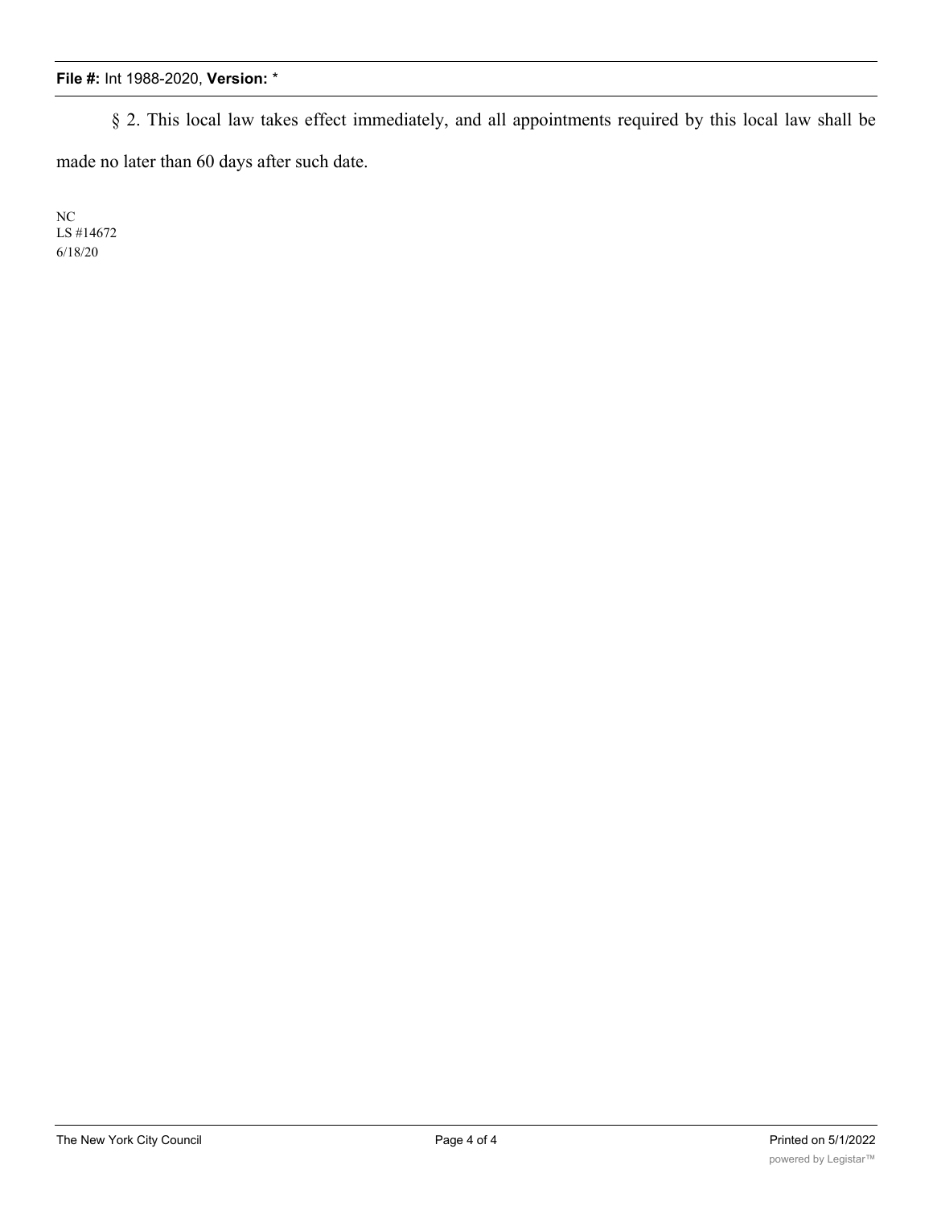§ 2. This local law takes effect immediately, and all appointments required by this local law shall be made no later than 60 days after such date.

NC
LS #14672
6/18/20